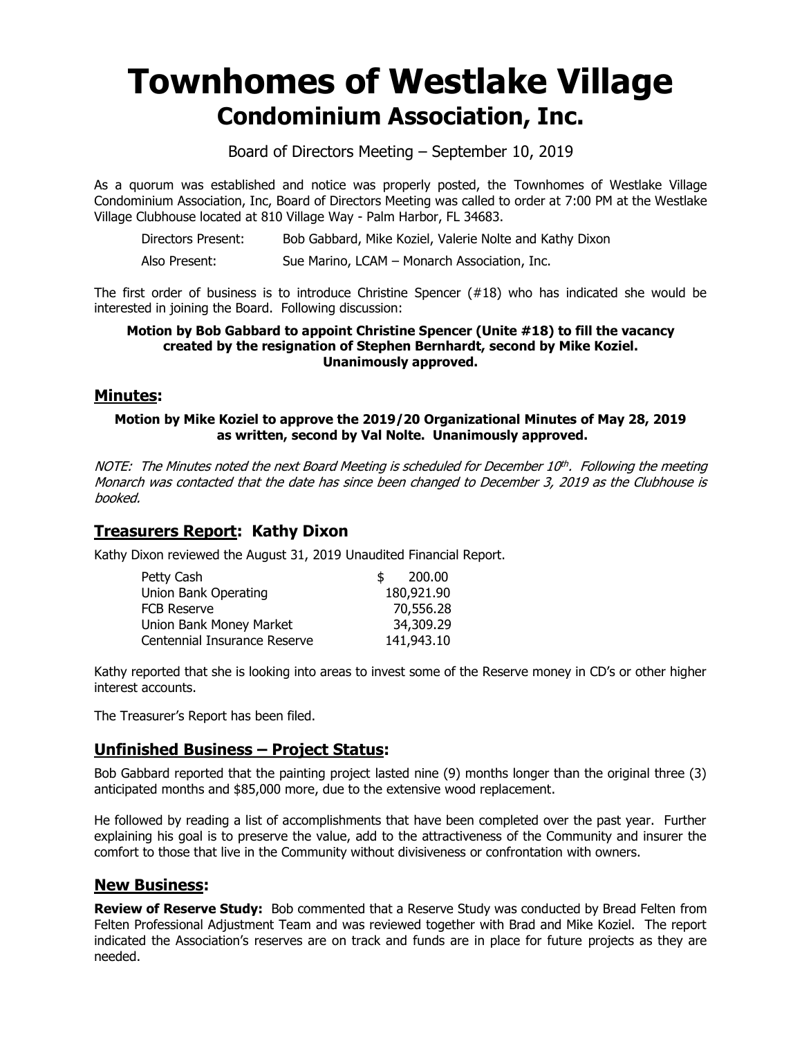# Townhomes of Westlake Village
## Condominium Association, Inc.

Board of Directors Meeting – September 10, 2019

As a quorum was established and notice was properly posted, the Townhomes of Westlake Village Condominium Association, Inc, Board of Directors Meeting was called to order at 7:00 PM at the Westlake Village Clubhouse located at 810 Village Way - Palm Harbor, FL 34683.

Directors Present: Bob Gabbard, Mike Koziel, Valerie Nolte and Kathy Dixon

Also Present: Sue Marino, LCAM – Monarch Association, Inc.

The first order of business is to introduce Christine Spencer (#18) who has indicated she would be interested in joining the Board. Following discussion:

**Motion by Bob Gabbard to appoint Christine Spencer (Unite #18) to fill the vacancy created by the resignation of Stephen Bernhardt, second by Mike Koziel. Unanimously approved.**

## Minutes:

**Motion by Mike Koziel to approve the 2019/20 Organizational Minutes of May 28, 2019 as written, second by Val Nolte. Unanimously approved.**

*NOTE: The Minutes noted the next Board Meeting is scheduled for December 10th. Following the meeting Monarch was contacted that the date has since been changed to December 3, 2019 as the Clubhouse is booked.*

## Treasurers Report: Kathy Dixon

Kathy Dixon reviewed the August 31, 2019 Unaudited Financial Report.

| | |
|---|---|
| Petty Cash | $ 200.00 |
| Union Bank Operating | 180,921.90 |
| FCB Reserve | 70,556.28 |
| Union Bank Money Market | 34,309.29 |
| Centennial Insurance Reserve | 141,943.10 |

Kathy reported that she is looking into areas to invest some of the Reserve money in CD's or other higher interest accounts.

The Treasurer's Report has been filed.

## Unfinished Business – Project Status:

Bob Gabbard reported that the painting project lasted nine (9) months longer than the original three (3) anticipated months and $85,000 more, due to the extensive wood replacement.

He followed by reading a list of accomplishments that have been completed over the past year. Further explaining his goal is to preserve the value, add to the attractiveness of the Community and insurer the comfort to those that live in the Community without divisiveness or confrontation with owners.

## New Business:

**Review of Reserve Study:** Bob commented that a Reserve Study was conducted by Bread Felten from Felten Professional Adjustment Team and was reviewed together with Brad and Mike Koziel. The report indicated the Association's reserves are on track and funds are in place for future projects as they are needed.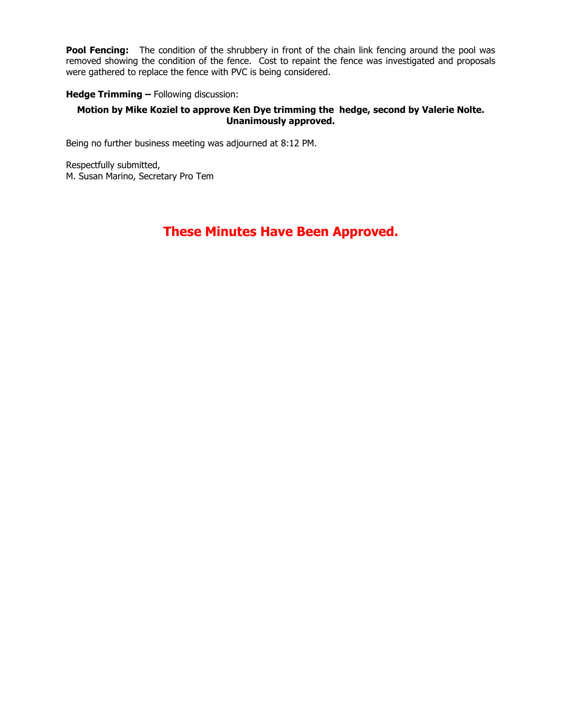**Pool Fencing:** The condition of the shrubbery in front of the chain link fencing around the pool was removed showing the condition of the fence. Cost to repaint the fence was investigated and proposals were gathered to replace the fence with PVC is being considered.

**Hedge Trimming –** Following discussion:

**Motion by Mike Koziel to approve Ken Dye trimming the hedge, second by Valerie Nolte. Unanimously approved.**

Being no further business meeting was adjourned at 8:12 PM.

Respectfully submitted,
M. Susan Marino, Secretary Pro Tem

**These Minutes Have Been Approved.**